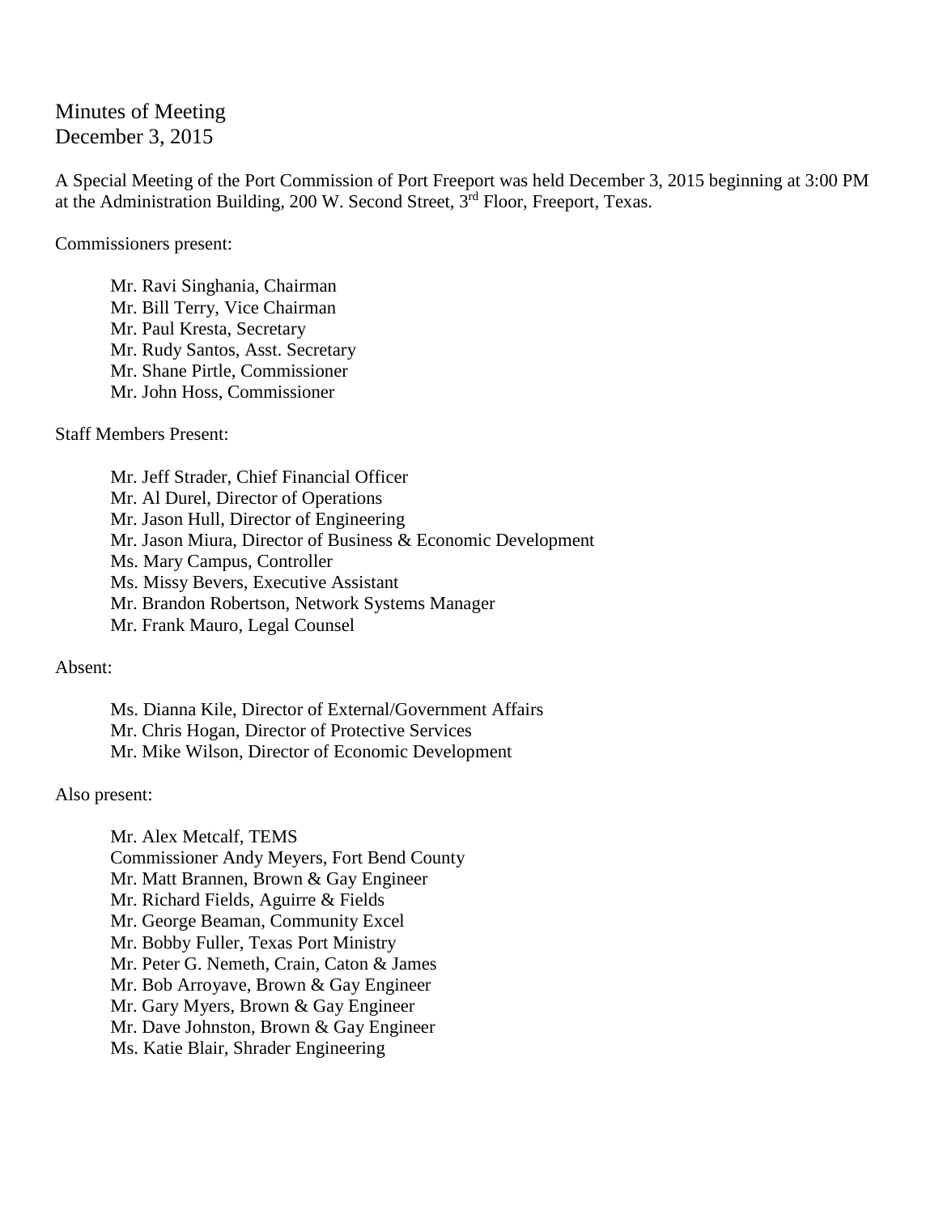# Minutes of Meeting
December 3, 2015

A Special Meeting of the Port Commission of Port Freeport was held December 3, 2015 beginning at 3:00 PM at the Administration Building, 200 W. Second Street, 3rd Floor, Freeport, Texas.

Commissioners present:

Mr. Ravi Singhania, Chairman
Mr. Bill Terry, Vice Chairman
Mr. Paul Kresta, Secretary
Mr. Rudy Santos, Asst. Secretary
Mr. Shane Pirtle, Commissioner
Mr. John Hoss, Commissioner

Staff Members Present:

Mr. Jeff Strader, Chief Financial Officer
Mr. Al Durel, Director of Operations
Mr. Jason Hull, Director of Engineering
Mr. Jason Miura, Director of Business & Economic Development
Ms. Mary Campus, Controller
Ms. Missy Bevers, Executive Assistant
Mr. Brandon Robertson, Network Systems Manager
Mr. Frank Mauro, Legal Counsel

Absent:

Ms. Dianna Kile, Director of External/Government Affairs
Mr. Chris Hogan, Director of Protective Services
Mr. Mike Wilson, Director of Economic Development

Also present:

Mr. Alex Metcalf, TEMS
Commissioner Andy Meyers, Fort Bend County
Mr. Matt Brannen, Brown & Gay Engineer
Mr. Richard Fields, Aguirre & Fields
Mr. George Beaman, Community Excel
Mr. Bobby Fuller, Texas Port Ministry
Mr. Peter G. Nemeth, Crain, Caton & James
Mr. Bob Arroyave, Brown & Gay Engineer
Mr. Gary Myers, Brown & Gay Engineer
Mr. Dave Johnston, Brown & Gay Engineer
Ms. Katie Blair, Shrader Engineering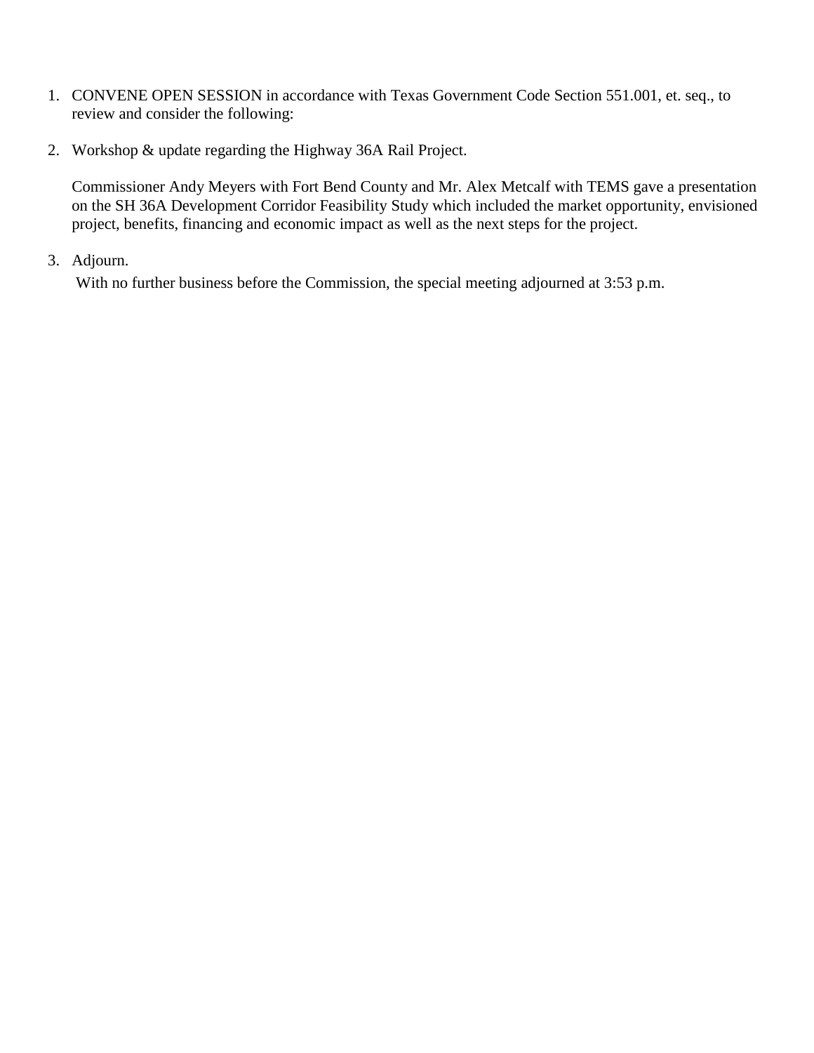1. CONVENE OPEN SESSION in accordance with Texas Government Code Section 551.001, et. seq., to review and consider the following:

2. Workshop & update regarding the Highway 36A Rail Project.

   Commissioner Andy Meyers with Fort Bend County and Mr. Alex Metcalf with TEMS gave a presentation on the SH 36A Development Corridor Feasibility Study which included the market opportunity, envisioned project, benefits, financing and economic impact as well as the next steps for the project.

3. Adjourn.

   With no further business before the Commission, the special meeting adjourned at 3:53 p.m.